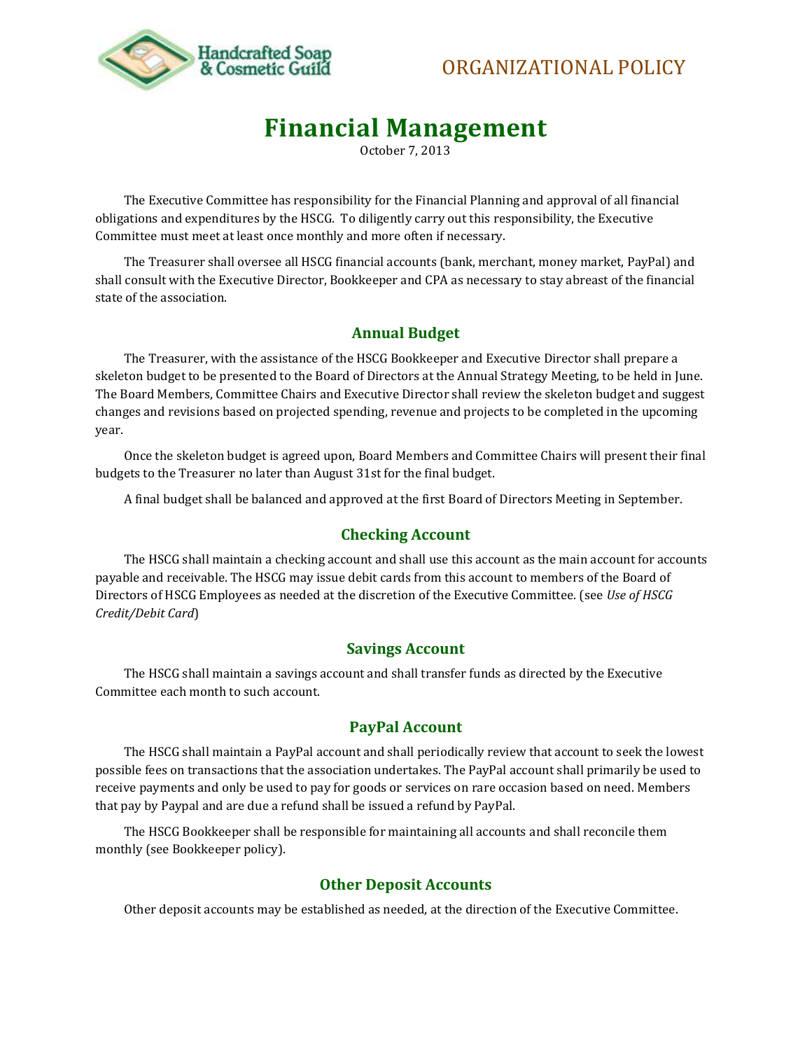ORGANIZATIONAL POLICY

# Financial Management

October 7, 2013

The Executive Committee has responsibility for the Financial Planning and approval of all financial obligations and expenditures by the HSCG. To diligently carry out this responsibility, the Executive Committee must meet at least once monthly and more often if necessary.

The Treasurer shall oversee all HSCG financial accounts (bank, merchant, money market, PayPal) and shall consult with the Executive Director, Bookkeeper and CPA as necessary to stay abreast of the financial state of the association.

## Annual Budget

The Treasurer, with the assistance of the HSCG Bookkeeper and Executive Director shall prepare a skeleton budget to be presented to the Board of Directors at the Annual Strategy Meeting, to be held in June. The Board Members, Committee Chairs and Executive Director shall review the skeleton budget and suggest changes and revisions based on projected spending, revenue and projects to be completed in the upcoming year.

Once the skeleton budget is agreed upon, Board Members and Committee Chairs will present their final budgets to the Treasurer no later than August 31st for the final budget.

A final budget shall be balanced and approved at the first Board of Directors Meeting in September.

## Checking Account

The HSCG shall maintain a checking account and shall use this account as the main account for accounts payable and receivable. The HSCG may issue debit cards from this account to members of the Board of Directors of HSCG Employees as needed at the discretion of the Executive Committee. (see *Use of HSCG Credit/Debit Card*)

## Savings Account

The HSCG shall maintain a savings account and shall transfer funds as directed by the Executive Committee each month to such account.

## PayPal Account

The HSCG shall maintain a PayPal account and shall periodically review that account to seek the lowest possible fees on transactions that the association undertakes. The PayPal account shall primarily be used to receive payments and only be used to pay for goods or services on rare occasion based on need. Members that pay by Paypal and are due a refund shall be issued a refund by PayPal.

The HSCG Bookkeeper shall be responsible for maintaining all accounts and shall reconcile them monthly (see Bookkeeper policy).

## Other Deposit Accounts

Other deposit accounts may be established as needed, at the direction of the Executive Committee.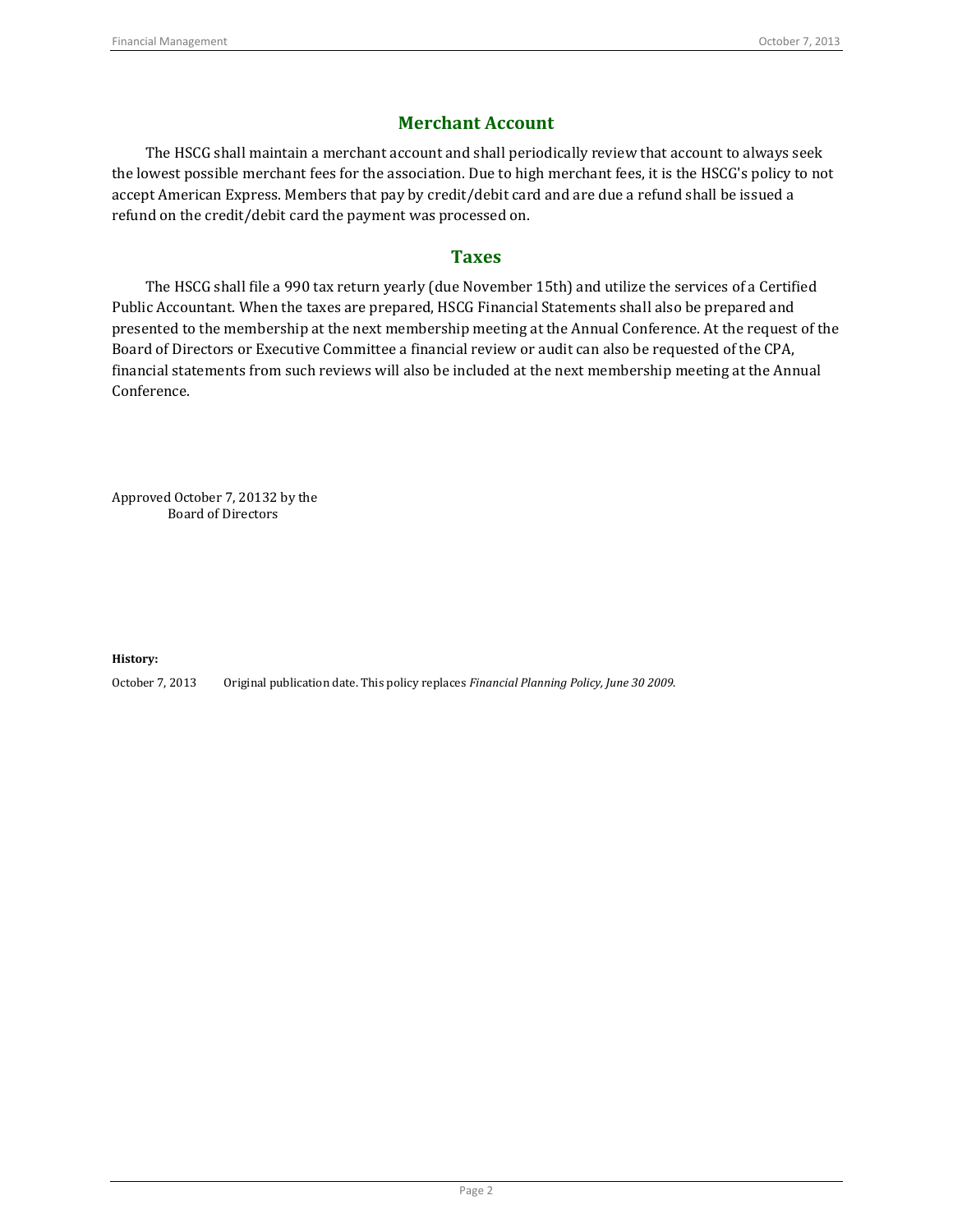## Merchant Account

The HSCG shall maintain a merchant account and shall periodically review that account to always seek the lowest possible merchant fees for the association. Due to high merchant fees, it is the HSCG's policy to not accept American Express. Members that pay by credit/debit card and are due a refund shall be issued a refund on the credit/debit card the payment was processed on.

## Taxes

The HSCG shall file a 990 tax return yearly (due November 15th) and utilize the services of a Certified Public Accountant. When the taxes are prepared, HSCG Financial Statements shall also be prepared and presented to the membership at the next membership meeting at the Annual Conference. At the request of the Board of Directors or Executive Committee a financial review or audit can also be requested of the CPA, financial statements from such reviews will also be included at the next membership meeting at the Annual Conference.

Approved October 7, 20132 by the
Board of Directors

**History:**

October 7, 2013 Original publication date. This policy replaces *Financial Planning Policy, June 30 2009*.